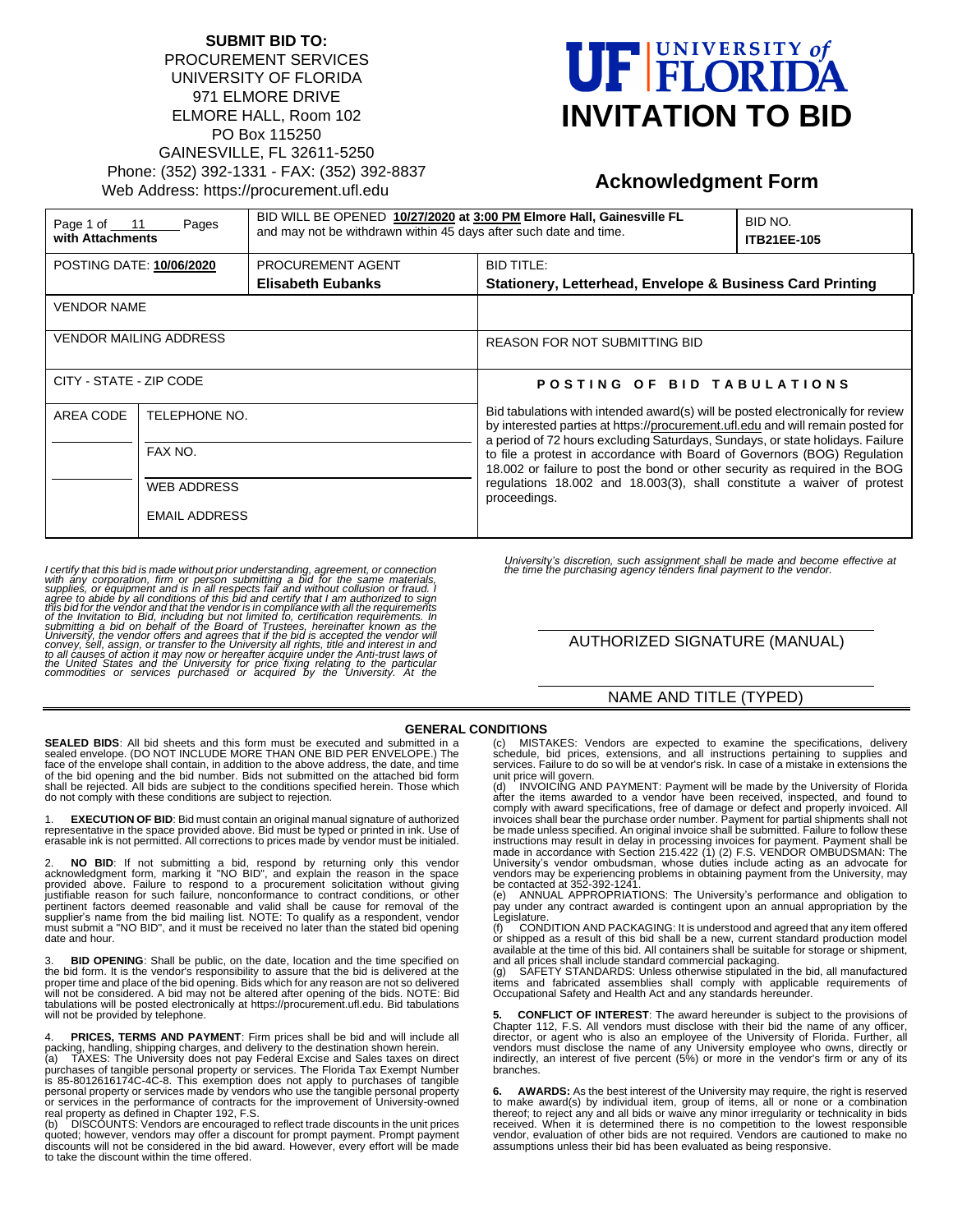**SUBMIT BID TO:**
PROCUREMENT SERVICES
UNIVERSITY OF FLORIDA
971 ELMORE DRIVE
ELMORE HALL, Room 102
PO Box 115250
GAINESVILLE, FL 32611-5250
Phone: (352) 392-1331 - FAX: (352) 392-8837
Web Address: https://procurement.ufl.edu

# UF UNIVERSITY of FLORIDA
# INVITATION TO BID
## Acknowledgment Form

| Page 1 of 11 Pages **with Attachments** | BID WILL BE OPENED **10/27/2020 at 3:00 PM Elmore Hall, Gainesville FL** and may not be withdrawn within 45 days after such date and time. | | BID NO. **ITB21EE-105** |
|---|---|---|---|
| POSTING DATE: **10/06/2020** | PROCUREMENT AGENT **Elisabeth Eubanks** | BID TITLE: **Stationery, Letterhead, Envelope & Business Card Printing** | |
| VENDOR NAME | | | |
| VENDOR MAILING ADDRESS | | REASON FOR NOT SUBMITTING BID | |
| CITY - STATE - ZIP CODE | | **POSTING OF BID TABULATIONS** | |
| AREA CODE | TELEPHONE NO. / FAX NO. / WEB ADDRESS / EMAIL ADDRESS | Bid tabulations with intended award(s) will be posted electronically for review by interested parties at https://procurement.ufl.edu and will remain posted for a period of 72 hours excluding Saturdays, Sundays, or state holidays. Failure to file a protest in accordance with Board of Governors (BOG) Regulation 18.002 or failure to post the bond or other security as required in the BOG regulations 18.002 and 18.003(3), shall constitute a waiver of protest proceedings. | |

*I certify that this bid is made without prior understanding, agreement, or connection with any corporation, firm or person submitting a bid for the same materials, supplies, or equipment and is in all respects fair and without collusion or fraud. I agree to abide by all conditions of this bid and certify that I am authorized to sign this bid for the vendor and that the vendor is in compliance with all the requirements of the Invitation to Bid, including but not limited to, certification requirements. In submitting a bid on behalf of the Board of Trustees, hereinafter known as the University, the vendor offers and agrees that if the bid is accepted the vendor will convey, sell, assign, or transfer to the University all rights, title and interest in and to all causes of action it may now or hereafter acquire under the Anti-trust laws of the United States and the University for price fixing relating to the particular commodities or services purchased or acquired by the University. At the University's discretion, such assignment shall be made and become effective at the time the purchasing agency tenders final payment to the vendor.*

AUTHORIZED SIGNATURE (MANUAL)

NAME AND TITLE (TYPED)

## GENERAL CONDITIONS

**SEALED BIDS**: All bid sheets and this form must be executed and submitted in a sealed envelope. (DO NOT INCLUDE MORE THAN ONE BID PER ENVELOPE.) The face of the envelope shall contain, in addition to the above address, the date, and time of the bid opening and the bid number. Bids not submitted on the attached bid form shall be rejected. All bids are subject to the conditions specified herein. Those which do not comply with these conditions are subject to rejection.

1. **EXECUTION OF BID**: Bid must contain an original manual signature of authorized representative in the space provided above. Bid must be typed or printed in ink. Use of erasable ink is not permitted. All corrections to prices made by vendor must be initialed.

2. **NO BID**: If not submitting a bid, respond by returning only this vendor acknowledgment form, marking it "NO BID", and explain the reason in the space provided above. Failure to respond to a procurement solicitation without giving justifiable reason for such failure, nonconformance to contract conditions, or other pertinent factors deemed reasonable and valid shall be cause for removal of the supplier's name from the bid mailing list. NOTE: To qualify as a respondent, vendor must submit a "NO BID", and it must be received no later than the stated bid opening date and hour.

3. **BID OPENING**: Shall be public, on the date, location and the time specified on the bid form. It is the vendor's responsibility to assure that the bid is delivered at the proper time and place of the bid opening. Bids which for any reason are not so delivered will not be considered. A bid may not be altered after opening of the bids. NOTE: Bid tabulations will be posted electronically at https://procurement.ufl.edu. Bid tabulations will not be provided by telephone.

4. **PRICES, TERMS AND PAYMENT**: Firm prices shall be bid and will include all packing, handling, shipping charges, and delivery to the destination shown herein.
(a) TAXES: The University does not pay Federal Excise and Sales taxes on direct purchases of tangible personal property or services. The Florida Tax Exempt Number is 85-8012616174C-4C-8. This exemption does not apply to purchases of tangible personal property or services made by vendors who use the tangible personal property or services in the performance of contracts for the improvement of University-owned real property as defined in Chapter 192, F.S.
(b) DISCOUNTS: Vendors are encouraged to reflect trade discounts in the unit prices quoted; however, vendors may offer a discount for prompt payment. Prompt payment discounts will not be considered in the bid award. However, every effort will be made to take the discount within the time offered.
(c) MISTAKES: Vendors are expected to examine the specifications, delivery schedule, bid prices, extensions, and all instructions pertaining to supplies and services. Failure to do so will be at vendor's risk. In case of a mistake in extensions the unit price will govern.
(d) INVOICING AND PAYMENT: Payment will be made by the University of Florida after the items awarded to a vendor have been received, inspected, and found to comply with award specifications, free of damage or defect and properly invoiced. All invoices shall bear the purchase order number. Payment for partial shipments shall not be made unless specified. An original invoice shall be submitted. Failure to follow these instructions may result in delay in processing invoices for payment. Payment shall be made in accordance with Section 215.422 (1) (2) F.S. VENDOR OMBUDSMAN: The University's vendor ombudsman, whose duties include acting as an advocate for vendors may be experiencing problems in obtaining payment from the University, may be contacted at 352-392-1241.
(e) ANNUAL APPROPRIATIONS: The University's performance and obligation to pay under any contract awarded is contingent upon an annual appropriation by the Legislature.
(f) CONDITION AND PACKAGING: It is understood and agreed that any item offered or shipped as a result of this bid shall be a new, current standard production model available at the time of this bid. All containers shall be suitable for storage or shipment, and all prices shall include standard commercial packaging.
(g) SAFETY STANDARDS: Unless otherwise stipulated in the bid, all manufactured items and fabricated assemblies shall comply with applicable requirements of Occupational Safety and Health Act and any standards hereunder.

5. **CONFLICT OF INTEREST**: The award hereunder is subject to the provisions of Chapter 112, F.S. All vendors must disclose with their bid the name of any officer, director, or agent who is also an employee of the University of Florida. Further, all vendors must disclose the name of any University employee who owns, directly or indirectly, an interest of five percent (5%) or more in the vendor's firm or any of its branches.

6. **AWARDS:** As the best interest of the University may require, the right is reserved to make award(s) by individual item, group of items, all or none or a combination thereof; to reject any and all bids or waive any minor irregularity or technicality in bids received. When it is determined there is no competition to the lowest responsible vendor, evaluation of other bids are not required. Vendors are cautioned to make no assumptions unless their bid has been evaluated as being responsive.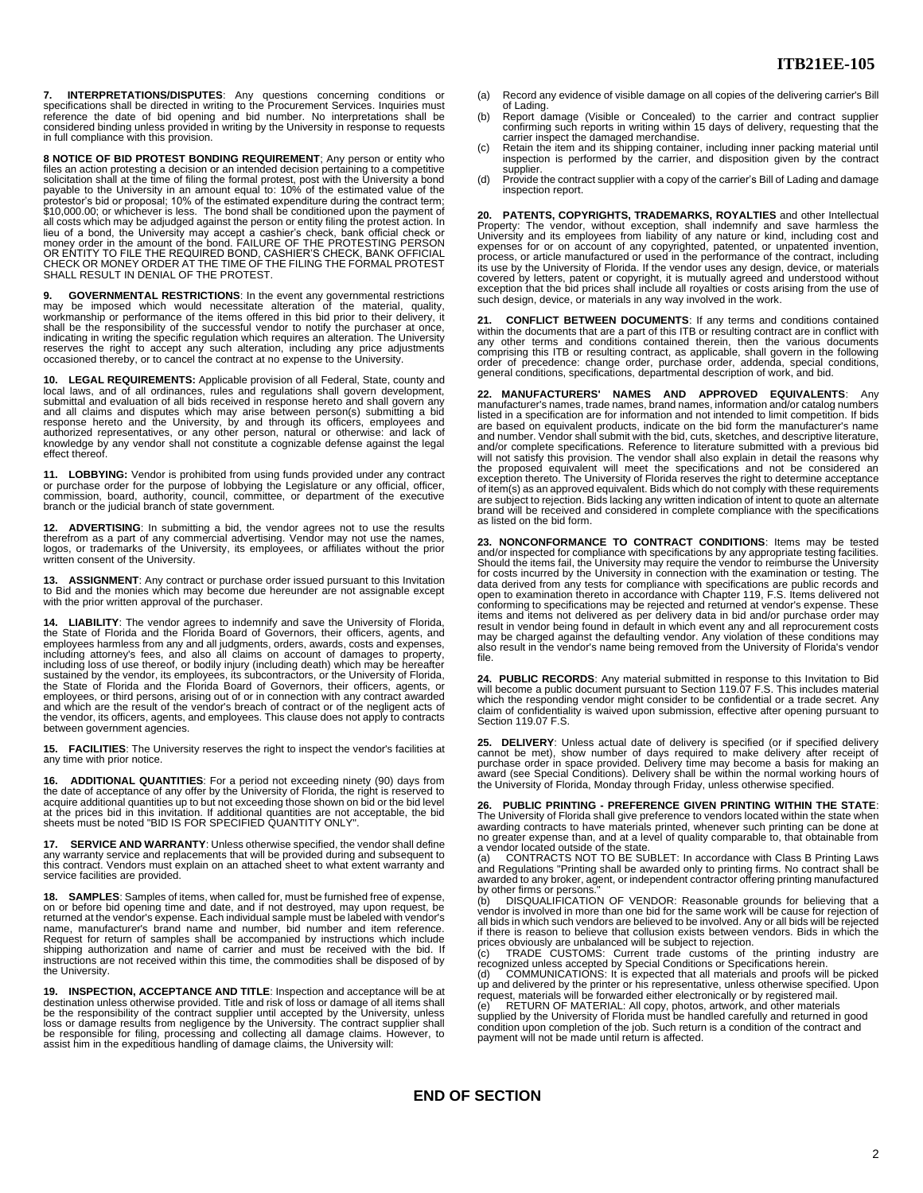**7. INTERPRETATIONS/DISPUTES**: Any questions concerning conditions or specifications shall be directed in writing to the Procurement Services. Inquiries must reference the date of bid opening and bid number. No interpretations shall be considered binding unless provided in writing by the University in response to requests in full compliance with this provision.

**8 NOTICE OF BID PROTEST BONDING REQUIREMENT**; Any person or entity who files an action protesting a decision or an intended decision pertaining to a competitive solicitation shall at the time of filing the formal protest, post with the University a bond payable to the University in an amount equal to: 10% of the estimated value of the protestor's bid or proposal; 10% of the estimated expenditure during the contract term; $10,000.00; or whichever is less. The bond shall be conditioned upon the payment of all costs which may be adjudged against the person or entity filing the protest action. In lieu of a bond, the University may accept a cashier's check, bank official check or money order in the amount of the bond. FAILURE OF THE PROTESTING PERSON OR ENTITY TO FILE THE REQUIRED BOND, CASHIER'S CHECK, BANK OFFICIAL CHECK OR MONEY ORDER AT THE TIME OF THE FILING THE FORMAL PROTEST SHALL RESULT IN DENIAL OF THE PROTEST.

**9. GOVERNMENTAL RESTRICTIONS**: In the event any governmental restrictions may be imposed which would necessitate alteration of the material, quality, workmanship or performance of the items offered in this bid prior to their delivery, it shall be the responsibility of the successful vendor to notify the purchaser at once, indicating in writing the specific regulation which requires an alteration. The University reserves the right to accept any such alteration, including any price adjustments occasioned thereby, or to cancel the contract at no expense to the University.

**10. LEGAL REQUIREMENTS:** Applicable provision of all Federal, State, county and local laws, and of all ordinances, rules and regulations shall govern development, submittal and evaluation of all bids received in response hereto and shall govern any and all claims and disputes which may arise between person(s) submitting a bid response hereto and the University, by and through its officers, employees and authorized representatives, or any other person, natural or otherwise: and lack of knowledge by any vendor shall not constitute a cognizable defense against the legal effect thereof.

**11. LOBBYING:** Vendor is prohibited from using funds provided under any contract or purchase order for the purpose of lobbying the Legislature or any official, officer, commission, board, authority, council, committee, or department of the executive branch or the judicial branch of state government.

**12. ADVERTISING**: In submitting a bid, the vendor agrees not to use the results therefrom as a part of any commercial advertising. Vendor may not use the names, logos, or trademarks of the University, its employees, or affiliates without the prior written consent of the University.

**13. ASSIGNMENT**: Any contract or purchase order issued pursuant to this Invitation to Bid and the monies which may become due hereunder are not assignable except with the prior written approval of the purchaser.

**14. LIABILITY**: The vendor agrees to indemnify and save the University of Florida, the State of Florida and the Florida Board of Governors, their officers, agents, and employees harmless from any and all judgments, orders, awards, costs and expenses, including attorney's fees, and also all claims on account of damages to property, including loss of use thereof, or bodily injury (including death) which may be hereafter sustained by the vendor, its employees, its subcontractors, or the University of Florida, the State of Florida and the Florida Board of Governors, their officers, agents, or employees, or third persons, arising out of or in connection with any contract awarded and which are the result of the vendor's breach of contract or of the negligent acts of the vendor, its officers, agents, and employees. This clause does not apply to contracts between government agencies.

**15. FACILITIES**: The University reserves the right to inspect the vendor's facilities at any time with prior notice.

**16. ADDITIONAL QUANTITIES**: For a period not exceeding ninety (90) days from the date of acceptance of any offer by the University of Florida, the right is reserved to acquire additional quantities up to but not exceeding those shown on bid or the bid level at the prices bid in this invitation. If additional quantities are not acceptable, the bid sheets must be noted "BID IS FOR SPECIFIED QUANTITY ONLY".

**17. SERVICE AND WARRANTY**: Unless otherwise specified, the vendor shall define any warranty service and replacements that will be provided during and subsequent to this contract. Vendors must explain on an attached sheet to what extent warranty and service facilities are provided.

**18. SAMPLES**: Samples of items, when called for, must be furnished free of expense, on or before bid opening time and date, and if not destroyed, may upon request, be returned at the vendor's expense. Each individual sample must be labeled with vendor's name, manufacturer's brand name and number, bid number and item reference. Request for return of samples shall be accompanied by instructions which include shipping authorization and name of carrier and must be received with the bid. If instructions are not received within this time, the commodities shall be disposed of by the University.

**19. INSPECTION, ACCEPTANCE AND TITLE**: Inspection and acceptance will be at destination unless otherwise provided. Title and risk of loss or damage of all items shall be the responsibility of the contract supplier until accepted by the University, unless loss or damage results from negligence by the University. The contract supplier shall be responsible for filing, processing and collecting all damage claims. However, to assist him in the expeditious handling of damage claims, the University will:

(a) Record any evidence of visible damage on all copies of the delivering carrier's Bill of Lading.
(b) Report damage (Visible or Concealed) to the carrier and contract supplier confirming such reports in writing within 15 days of delivery, requesting that the carrier inspect the damaged merchandise.
(c) Retain the item and its shipping container, including inner packing material until inspection is performed by the carrier, and disposition given by the contract supplier.
(d) Provide the contract supplier with a copy of the carrier's Bill of Lading and damage inspection report.

**20. PATENTS, COPYRIGHTS, TRADEMARKS, ROYALTIES** and other Intellectual Property: The vendor, without exception, shall indemnify and save harmless the University and its employees from liability of any nature or kind, including cost and expenses for or on account of any copyrighted, patented, or unpatented invention, process, or article manufactured or used in the performance of the contract, including its use by the University of Florida. If the vendor uses any design, device, or materials covered by letters, patent or copyright, it is mutually agreed and understood without exception that the bid prices shall include all royalties or costs arising from the use of such design, device, or materials in any way involved in the work.

**21. CONFLICT BETWEEN DOCUMENTS**: If any terms and conditions contained within the documents that are a part of this ITB or resulting contract are in conflict with any other terms and conditions contained therein, then the various documents comprising this ITB or resulting contract, as applicable, shall govern in the following order of precedence: change order, purchase order, addenda, special conditions, general conditions, specifications, departmental description of work, and bid.

**22. MANUFACTURERS' NAMES AND APPROVED EQUIVALENTS**: Any manufacturer's names, trade names, brand names, information and/or catalog numbers listed in a specification are for information and not intended to limit competition. If bids are based on equivalent products, indicate on the bid form the manufacturer's name and number. Vendor shall submit with the bid, cuts, sketches, and descriptive literature, and/or complete specifications. Reference to literature submitted with a previous bid will not satisfy this provision. The vendor shall also explain in detail the reasons why the proposed equivalent will meet the specifications and not be considered an exception thereto. The University of Florida reserves the right to determine acceptance of item(s) as an approved equivalent. Bids which do not comply with these requirements are subject to rejection. Bids lacking any written indication of intent to quote an alternate brand will be received and considered in complete compliance with the specifications as listed on the bid form.

**23. NONCONFORMANCE TO CONTRACT CONDITIONS**: Items may be tested and/or inspected for compliance with specifications by any appropriate testing facilities. Should the items fail, the University may require the vendor to reimburse the University for costs incurred by the University in connection with the examination or testing. The data derived from any tests for compliance with specifications are public records and open to examination thereto in accordance with Chapter 119, F.S. Items delivered not conforming to specifications may be rejected and returned at vendor's expense. These items and items not delivered as per delivery data in bid and/or purchase order may result in vendor being found in default in which event any and all reprocurement costs may be charged against the defaulting vendor. Any violation of these conditions may also result in the vendor's name being removed from the University of Florida's vendor file.

**24. PUBLIC RECORDS**: Any material submitted in response to this Invitation to Bid will become a public document pursuant to Section 119.07 F.S. This includes material which the responding vendor might consider to be confidential or a trade secret. Any claim of confidentiality is waived upon submission, effective after opening pursuant to Section 119.07 F.S.

**25. DELIVERY**: Unless actual date of delivery is specified (or if specified delivery cannot be met), show number of days required to make delivery after receipt of purchase order in space provided. Delivery time may become a basis for making an award (see Special Conditions). Delivery shall be within the normal working hours of the University of Florida, Monday through Friday, unless otherwise specified.

**26. PUBLIC PRINTING - PREFERENCE GIVEN PRINTING WITHIN THE STATE**: The University of Florida shall give preference to vendors located within the state when awarding contracts to have materials printed, whenever such printing can be done at no greater expense than, and at a level of quality comparable to, that obtainable from a vendor located outside of the state.

(a) CONTRACTS NOT TO BE SUBLET: In accordance with Class B Printing Laws and Regulations "Printing shall be awarded only to printing firms. No contract shall be awarded to any broker, agent, or independent contractor offering printing manufactured by other firms or persons."
(b) DISQUALIFICATION OF VENDOR: Reasonable grounds for believing that a vendor is involved in more than one bid for the same work will be cause for rejection of all bids in which such vendors are believed to be involved. Any or all bids will be rejected if there is reason to believe that collusion exists between vendors. Bids in which the prices obviously are unbalanced will be subject to rejection.
(c) TRADE CUSTOMS: Current trade customs of the printing industry are recognized unless accepted by Special Conditions or Specifications herein.
(d) COMMUNICATIONS: It is expected that all materials and proofs will be picked up and delivered by the printer or his representative, unless otherwise specified. Upon request, materials will be forwarded either electronically or by registered mail.
(e) RETURN OF MATERIAL: All copy, photos, artwork, and other materials supplied by the University of Florida must be handled carefully and returned in good condition upon completion of the job. Such return is a condition of the contract and payment will not be made until return is affected.

**END OF SECTION**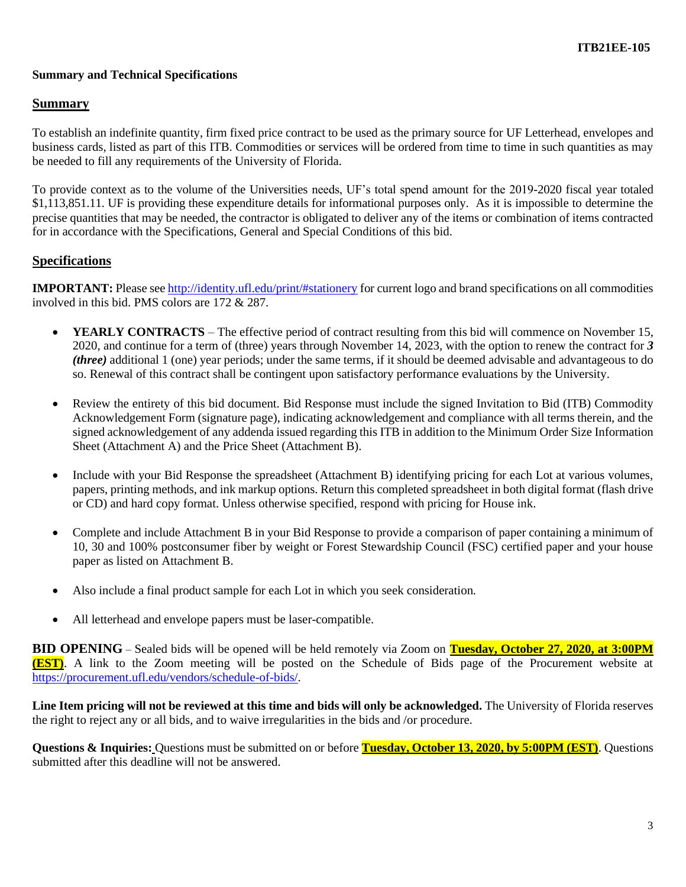**Summary and Technical Specifications**

## Summary

To establish an indefinite quantity, firm fixed price contract to be used as the primary source for UF Letterhead, envelopes and business cards, listed as part of this ITB. Commodities or services will be ordered from time to time in such quantities as may be needed to fill any requirements of the University of Florida.

To provide context as to the volume of the Universities needs, UF's total spend amount for the 2019-2020 fiscal year totaled $1,113,851.11. UF is providing these expenditure details for informational purposes only. As it is impossible to determine the precise quantities that may be needed, the contractor is obligated to deliver any of the items or combination of items contracted for in accordance with the Specifications, General and Special Conditions of this bid.

## Specifications

**IMPORTANT:** Please see http://identity.ufl.edu/print/#stationery for current logo and brand specifications on all commodities involved in this bid. PMS colors are 172 & 287.

- **YEARLY CONTRACTS** – The effective period of contract resulting from this bid will commence on November 15, 2020, and continue for a term of (three) years through November 14, 2023, with the option to renew the contract for ***3 (three)*** additional 1 (one) year periods; under the same terms, if it should be deemed advisable and advantageous to do so. Renewal of this contract shall be contingent upon satisfactory performance evaluations by the University.
- Review the entirety of this bid document. Bid Response must include the signed Invitation to Bid (ITB) Commodity Acknowledgement Form (signature page), indicating acknowledgement and compliance with all terms therein, and the signed acknowledgement of any addenda issued regarding this ITB in addition to the Minimum Order Size Information Sheet (Attachment A) and the Price Sheet (Attachment B).
- Include with your Bid Response the spreadsheet (Attachment B) identifying pricing for each Lot at various volumes, papers, printing methods, and ink markup options. Return this completed spreadsheet in both digital format (flash drive or CD) and hard copy format. Unless otherwise specified, respond with pricing for House ink.
- Complete and include Attachment B in your Bid Response to provide a comparison of paper containing a minimum of 10, 30 and 100% postconsumer fiber by weight or Forest Stewardship Council (FSC) certified paper and your house paper as listed on Attachment B.
- Also include a final product sample for each Lot in which you seek consideration.
- All letterhead and envelope papers must be laser-compatible.

**BID OPENING** – Sealed bids will be opened will be held remotely via Zoom on **Tuesday, October 27, 2020, at 3:00PM (EST)**. A link to the Zoom meeting will be posted on the Schedule of Bids page of the Procurement website at https://procurement.ufl.edu/vendors/schedule-of-bids/.

**Line Item pricing will not be reviewed at this time and bids will only be acknowledged.** The University of Florida reserves the right to reject any or all bids, and to waive irregularities in the bids and /or procedure.

**Questions & Inquiries:** Questions must be submitted on or before **Tuesday, October 13, 2020, by 5:00PM (EST)**. Questions submitted after this deadline will not be answered.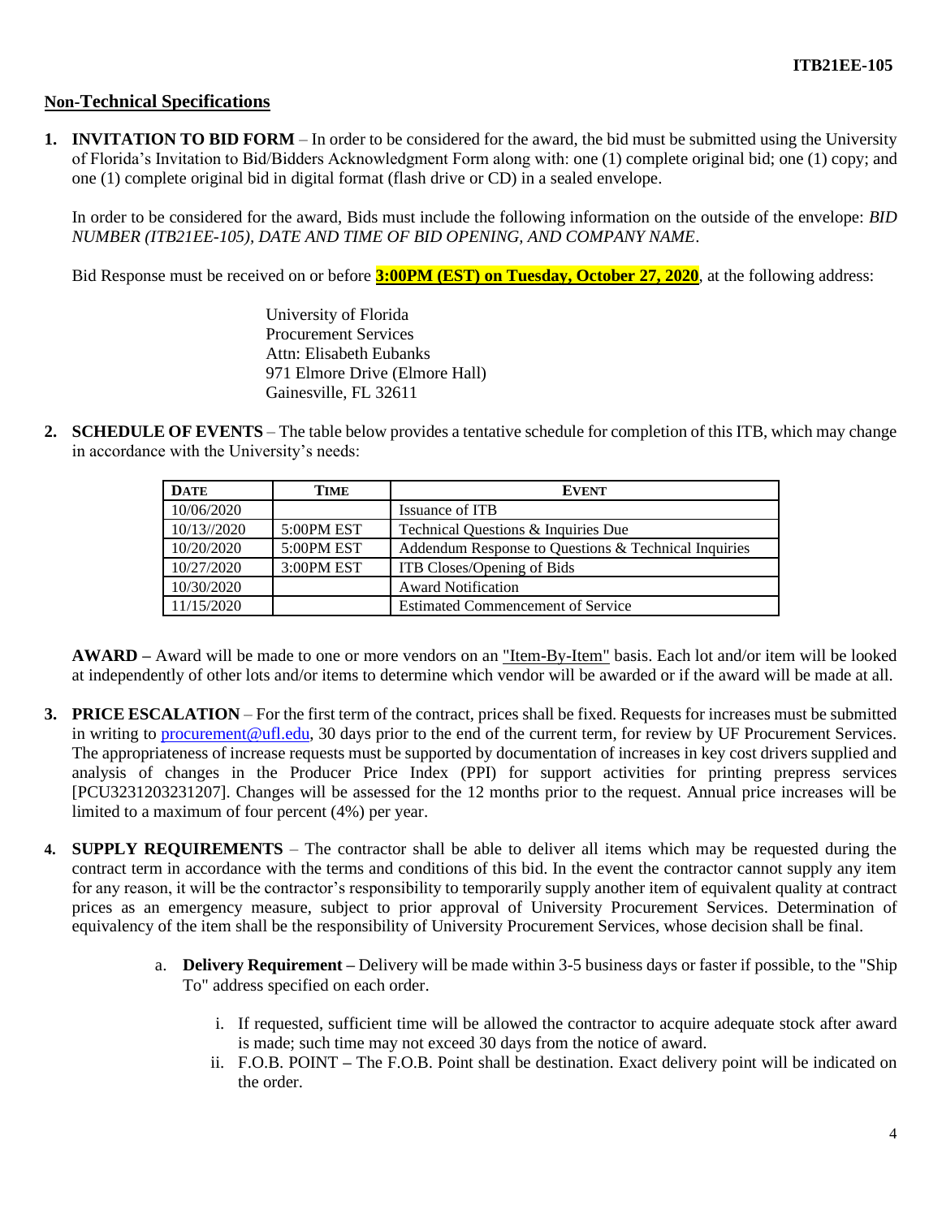## Non-Technical Specifications

1. **INVITATION TO BID FORM** – In order to be considered for the award, the bid must be submitted using the University of Florida's Invitation to Bid/Bidders Acknowledgment Form along with: one (1) complete original bid; one (1) copy; and one (1) complete original bid in digital format (flash drive or CD) in a sealed envelope.

   In order to be considered for the award, Bids must include the following information on the outside of the envelope: *BID NUMBER (ITB21EE-105), DATE AND TIME OF BID OPENING, AND COMPANY NAME*.

   Bid Response must be received on or before **3:00PM (EST) on Tuesday, October 27, 2020**, at the following address:

   University of Florida
   Procurement Services
   Attn: Elisabeth Eubanks
   971 Elmore Drive (Elmore Hall)
   Gainesville, FL 32611

2. **SCHEDULE OF EVENTS** – The table below provides a tentative schedule for completion of this ITB, which may change in accordance with the University's needs:

| DATE | TIME | EVENT |
|---|---|---|
| 10/06/2020 | | Issuance of ITB |
| 10/13//2020 | 5:00PM EST | Technical Questions & Inquiries Due |
| 10/20/2020 | 5:00PM EST | Addendum Response to Questions & Technical Inquiries |
| 10/27/2020 | 3:00PM EST | ITB Closes/Opening of Bids |
| 10/30/2020 | | Award Notification |
| 11/15/2020 | | Estimated Commencement of Service |

   **AWARD –** Award will be made to one or more vendors on an "Item-By-Item" basis. Each lot and/or item will be looked at independently of other lots and/or items to determine which vendor will be awarded or if the award will be made at all.

3. **PRICE ESCALATION** – For the first term of the contract, prices shall be fixed. Requests for increases must be submitted in writing to procurement@ufl.edu, 30 days prior to the end of the current term, for review by UF Procurement Services. The appropriateness of increase requests must be supported by documentation of increases in key cost drivers supplied and analysis of changes in the Producer Price Index (PPI) for support activities for printing prepress services [PCU3231203231207]. Changes will be assessed for the 12 months prior to the request. Annual price increases will be limited to a maximum of four percent (4%) per year.

4. **SUPPLY REQUIREMENTS** – The contractor shall be able to deliver all items which may be requested during the contract term in accordance with the terms and conditions of this bid. In the event the contractor cannot supply any item for any reason, it will be the contractor's responsibility to temporarily supply another item of equivalent quality at contract prices as an emergency measure, subject to prior approval of University Procurement Services. Determination of equivalency of the item shall be the responsibility of University Procurement Services, whose decision shall be final.

   a. **Delivery Requirement –** Delivery will be made within 3-5 business days or faster if possible, to the "Ship To" address specified on each order.

      i. If requested, sufficient time will be allowed the contractor to acquire adequate stock after award is made; such time may not exceed 30 days from the notice of award.

      ii. F.O.B. POINT **–** The F.O.B. Point shall be destination. Exact delivery point will be indicated on the order.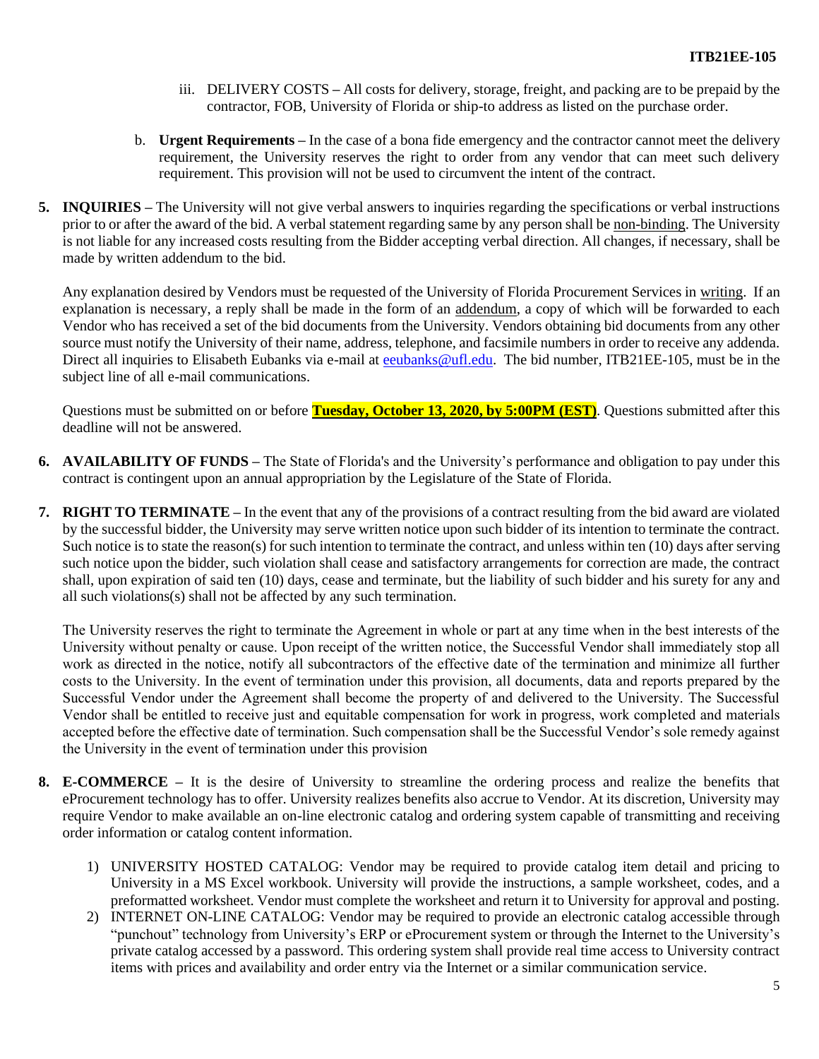iii. DELIVERY COSTS – All costs for delivery, storage, freight, and packing are to be prepaid by the contractor, FOB, University of Florida or ship-to address as listed on the purchase order.

   b. **Urgent Requirements** – In the case of a bona fide emergency and the contractor cannot meet the delivery requirement, the University reserves the right to order from any vendor that can meet such delivery requirement. This provision will not be used to circumvent the intent of the contract.

5. **INQUIRIES** – The University will not give verbal answers to inquiries regarding the specifications or verbal instructions prior to or after the award of the bid. A verbal statement regarding same by any person shall be <u>non-binding</u>. The University is not liable for any increased costs resulting from the Bidder accepting verbal direction. All changes, if necessary, shall be made by written addendum to the bid.

   Any explanation desired by Vendors must be requested of the University of Florida Procurement Services in <u>writing</u>. If an explanation is necessary, a reply shall be made in the form of an <u>addendum</u>, a copy of which will be forwarded to each Vendor who has received a set of the bid documents from the University. Vendors obtaining bid documents from any other source must notify the University of their name, address, telephone, and facsimile numbers in order to receive any addenda. Direct all inquiries to Elisabeth Eubanks via e-mail at eeubanks@ufl.edu. The bid number, ITB21EE-105, must be in the subject line of all e-mail communications.

   Questions must be submitted on or before **<u>Tuesday, October 13, 2020, by 5:00PM (EST)</u>**. Questions submitted after this deadline will not be answered.

6. **AVAILABILITY OF FUNDS** – The State of Florida's and the University's performance and obligation to pay under this contract is contingent upon an annual appropriation by the Legislature of the State of Florida.

7. **RIGHT TO TERMINATE** – In the event that any of the provisions of a contract resulting from the bid award are violated by the successful bidder, the University may serve written notice upon such bidder of its intention to terminate the contract. Such notice is to state the reason(s) for such intention to terminate the contract, and unless within ten (10) days after serving such notice upon the bidder, such violation shall cease and satisfactory arrangements for correction are made, the contract shall, upon expiration of said ten (10) days, cease and terminate, but the liability of such bidder and his surety for any and all such violations(s) shall not be affected by any such termination.

   The University reserves the right to terminate the Agreement in whole or part at any time when in the best interests of the University without penalty or cause. Upon receipt of the written notice, the Successful Vendor shall immediately stop all work as directed in the notice, notify all subcontractors of the effective date of the termination and minimize all further costs to the University. In the event of termination under this provision, all documents, data and reports prepared by the Successful Vendor under the Agreement shall become the property of and delivered to the University. The Successful Vendor shall be entitled to receive just and equitable compensation for work in progress, work completed and materials accepted before the effective date of termination. Such compensation shall be the Successful Vendor's sole remedy against the University in the event of termination under this provision

8. **E-COMMERCE** – It is the desire of University to streamline the ordering process and realize the benefits that eProcurement technology has to offer. University realizes benefits also accrue to Vendor. At its discretion, University may require Vendor to make available an on-line electronic catalog and ordering system capable of transmitting and receiving order information or catalog content information.

   1) UNIVERSITY HOSTED CATALOG: Vendor may be required to provide catalog item detail and pricing to University in a MS Excel workbook. University will provide the instructions, a sample worksheet, codes, and a preformatted worksheet. Vendor must complete the worksheet and return it to University for approval and posting.
   2) INTERNET ON-LINE CATALOG: Vendor may be required to provide an electronic catalog accessible through "punchout" technology from University's ERP or eProcurement system or through the Internet to the University's private catalog accessed by a password. This ordering system shall provide real time access to University contract items with prices and availability and order entry via the Internet or a similar communication service.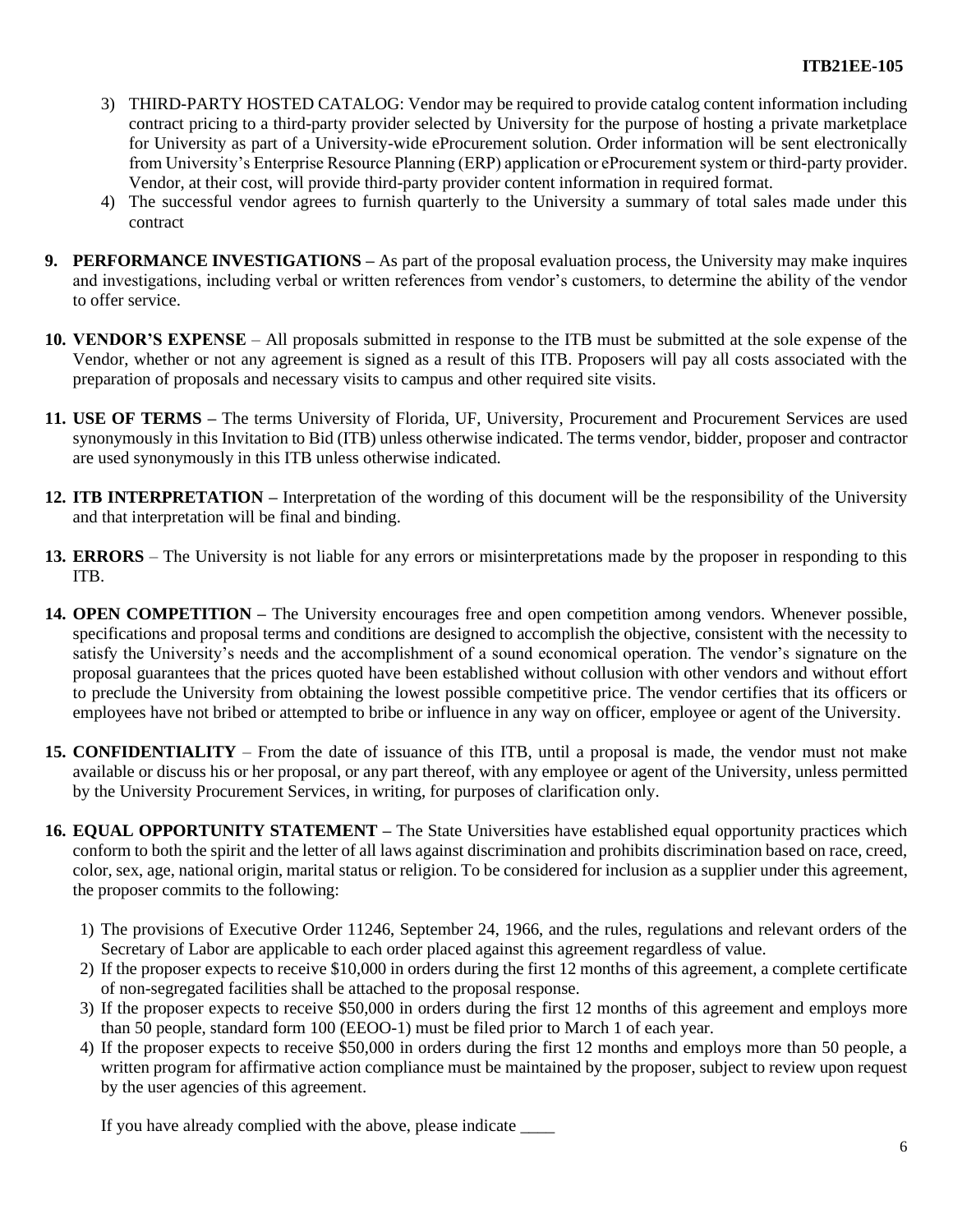3) THIRD-PARTY HOSTED CATALOG: Vendor may be required to provide catalog content information including contract pricing to a third-party provider selected by University for the purpose of hosting a private marketplace for University as part of a University-wide eProcurement solution. Order information will be sent electronically from University's Enterprise Resource Planning (ERP) application or eProcurement system or third-party provider. Vendor, at their cost, will provide third-party provider content information in required format.
4) The successful vendor agrees to furnish quarterly to the University a summary of total sales made under this contract

9. **PERFORMANCE INVESTIGATIONS –** As part of the proposal evaluation process, the University may make inquires and investigations, including verbal or written references from vendor's customers, to determine the ability of the vendor to offer service.

10. **VENDOR'S EXPENSE** – All proposals submitted in response to the ITB must be submitted at the sole expense of the Vendor, whether or not any agreement is signed as a result of this ITB. Proposers will pay all costs associated with the preparation of proposals and necessary visits to campus and other required site visits.

11. **USE OF TERMS –** The terms University of Florida, UF, University, Procurement and Procurement Services are used synonymously in this Invitation to Bid (ITB) unless otherwise indicated. The terms vendor, bidder, proposer and contractor are used synonymously in this ITB unless otherwise indicated.

12. **ITB INTERPRETATION –** Interpretation of the wording of this document will be the responsibility of the University and that interpretation will be final and binding.

13. **ERRORS** – The University is not liable for any errors or misinterpretations made by the proposer in responding to this ITB.

14. **OPEN COMPETITION –** The University encourages free and open competition among vendors. Whenever possible, specifications and proposal terms and conditions are designed to accomplish the objective, consistent with the necessity to satisfy the University's needs and the accomplishment of a sound economical operation. The vendor's signature on the proposal guarantees that the prices quoted have been established without collusion with other vendors and without effort to preclude the University from obtaining the lowest possible competitive price. The vendor certifies that its officers or employees have not bribed or attempted to bribe or influence in any way on officer, employee or agent of the University.

15. **CONFIDENTIALITY** – From the date of issuance of this ITB, until a proposal is made, the vendor must not make available or discuss his or her proposal, or any part thereof, with any employee or agent of the University, unless permitted by the University Procurement Services, in writing, for purposes of clarification only.

16. **EQUAL OPPORTUNITY STATEMENT –** The State Universities have established equal opportunity practices which conform to both the spirit and the letter of all laws against discrimination and prohibits discrimination based on race, creed, color, sex, age, national origin, marital status or religion. To be considered for inclusion as a supplier under this agreement, the proposer commits to the following:

    1) The provisions of Executive Order 11246, September 24, 1966, and the rules, regulations and relevant orders of the Secretary of Labor are applicable to each order placed against this agreement regardless of value.
    2) If the proposer expects to receive $10,000 in orders during the first 12 months of this agreement, a complete certificate of non-segregated facilities shall be attached to the proposal response.
    3) If the proposer expects to receive $50,000 in orders during the first 12 months of this agreement and employs more than 50 people, standard form 100 (EEOO-1) must be filed prior to March 1 of each year.
    4) If the proposer expects to receive $50,000 in orders during the first 12 months and employs more than 50 people, a written program for affirmative action compliance must be maintained by the proposer, subject to review upon request by the user agencies of this agreement.

    If you have already complied with the above, please indicate ____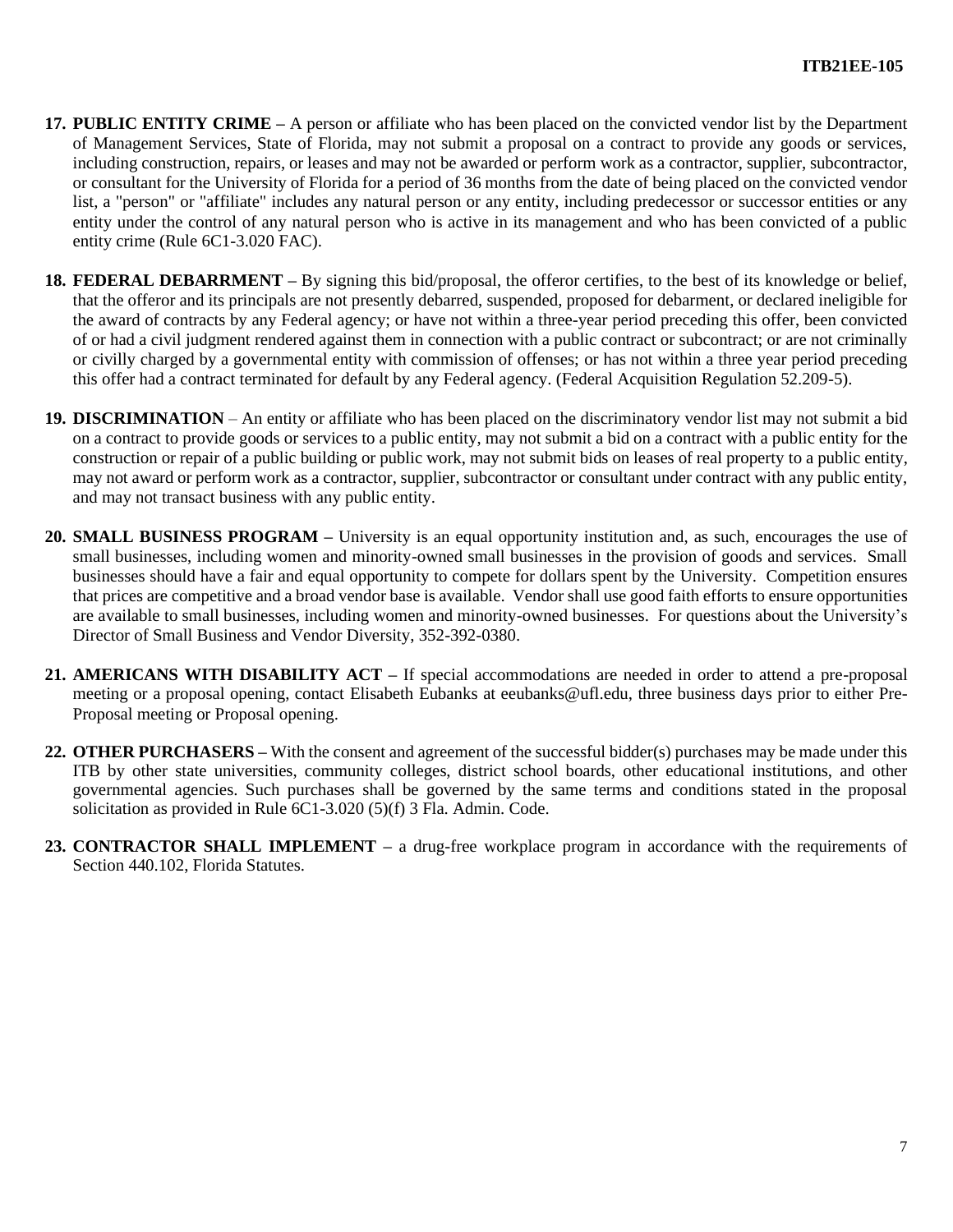17. **PUBLIC ENTITY CRIME –** A person or affiliate who has been placed on the convicted vendor list by the Department of Management Services, State of Florida, may not submit a proposal on a contract to provide any goods or services, including construction, repairs, or leases and may not be awarded or perform work as a contractor, supplier, subcontractor, or consultant for the University of Florida for a period of 36 months from the date of being placed on the convicted vendor list, a "person" or "affiliate" includes any natural person or any entity, including predecessor or successor entities or any entity under the control of any natural person who is active in its management and who has been convicted of a public entity crime (Rule 6C1-3.020 FAC).

18. **FEDERAL DEBARRMENT –** By signing this bid/proposal, the offeror certifies, to the best of its knowledge or belief, that the offeror and its principals are not presently debarred, suspended, proposed for debarment, or declared ineligible for the award of contracts by any Federal agency; or have not within a three-year period preceding this offer, been convicted of or had a civil judgment rendered against them in connection with a public contract or subcontract; or are not criminally or civilly charged by a governmental entity with commission of offenses; or has not within a three year period preceding this offer had a contract terminated for default by any Federal agency. (Federal Acquisition Regulation 52.209-5).

19. **DISCRIMINATION** – An entity or affiliate who has been placed on the discriminatory vendor list may not submit a bid on a contract to provide goods or services to a public entity, may not submit a bid on a contract with a public entity for the construction or repair of a public building or public work, may not submit bids on leases of real property to a public entity, may not award or perform work as a contractor, supplier, subcontractor or consultant under contract with any public entity, and may not transact business with any public entity.

20. **SMALL BUSINESS PROGRAM –** University is an equal opportunity institution and, as such, encourages the use of small businesses, including women and minority-owned small businesses in the provision of goods and services. Small businesses should have a fair and equal opportunity to compete for dollars spent by the University. Competition ensures that prices are competitive and a broad vendor base is available. Vendor shall use good faith efforts to ensure opportunities are available to small businesses, including women and minority-owned businesses. For questions about the University's Director of Small Business and Vendor Diversity, 352-392-0380.

21. **AMERICANS WITH DISABILITY ACT –** If special accommodations are needed in order to attend a pre-proposal meeting or a proposal opening, contact Elisabeth Eubanks at eeubanks@ufl.edu, three business days prior to either Pre-Proposal meeting or Proposal opening.

22. **OTHER PURCHASERS –** With the consent and agreement of the successful bidder(s) purchases may be made under this ITB by other state universities, community colleges, district school boards, other educational institutions, and other governmental agencies. Such purchases shall be governed by the same terms and conditions stated in the proposal solicitation as provided in Rule 6C1-3.020 (5)(f) 3 Fla. Admin. Code.

23. **CONTRACTOR SHALL IMPLEMENT –** a drug-free workplace program in accordance with the requirements of Section 440.102, Florida Statutes.